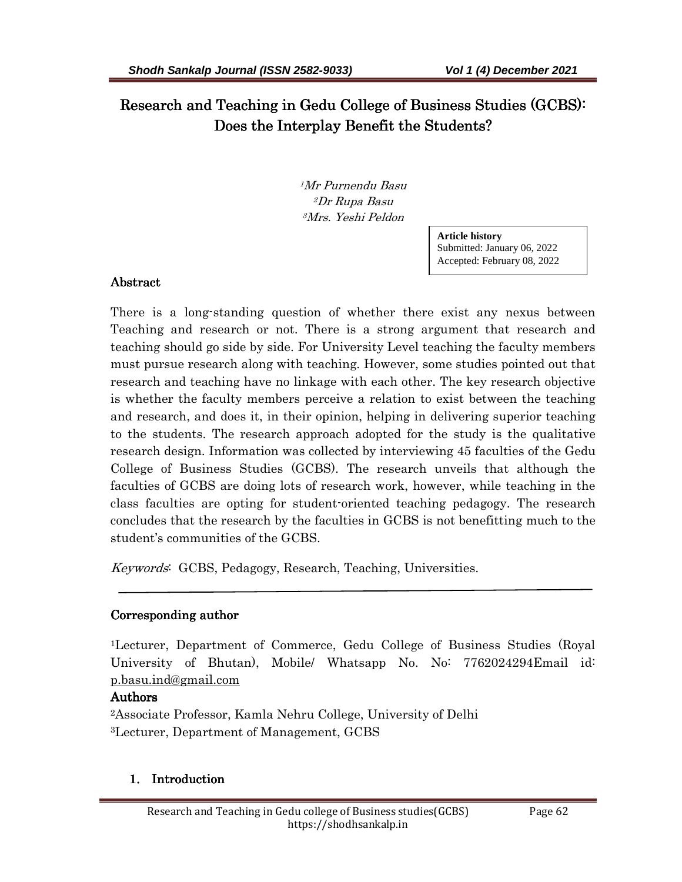# Research and Teaching in Gedu College of Business Studies (GCBS): Does the Interplay Benefit the Students?

*[1]Mr Purnendu Basu*
*[2]Dr Rupa Basu*
*[3]Mrs. Yeshi Peldon*

**Article history**
Submitted: January 06, 2022
Accepted: February 08, 2022

## Abstract

There is a long-standing question of whether there exist any nexus between Teaching and research or not. There is a strong argument that research and teaching should go side by side. For University Level teaching the faculty members must pursue research along with teaching. However, some studies pointed out that research and teaching have no linkage with each other. The key research objective is whether the faculty members perceive a relation to exist between the teaching and research, and does it, in their opinion, helping in delivering superior teaching to the students. The research approach adopted for the study is the qualitative research design. Information was collected by interviewing 45 faculties of the Gedu College of Business Studies (GCBS). The research unveils that although the faculties of GCBS are doing lots of research work, however, while teaching in the class faculties are opting for student-oriented teaching pedagogy. The research concludes that the research by the faculties in GCBS is not benefitting much to the student's communities of the GCBS.

*Keywords*: GCBS, Pedagogy, Research, Teaching, Universities.

---

## Corresponding author

[1]Lecturer, Department of Commerce, Gedu College of Business Studies (Royal University of Bhutan), Mobile/ Whatsapp No. No: 7762024294Email id: p.basu.ind@gmail.com

## Authors

[2]Associate Professor, Kamla Nehru College, University of Delhi
[3]Lecturer, Department of Management, GCBS

## 1. Introduction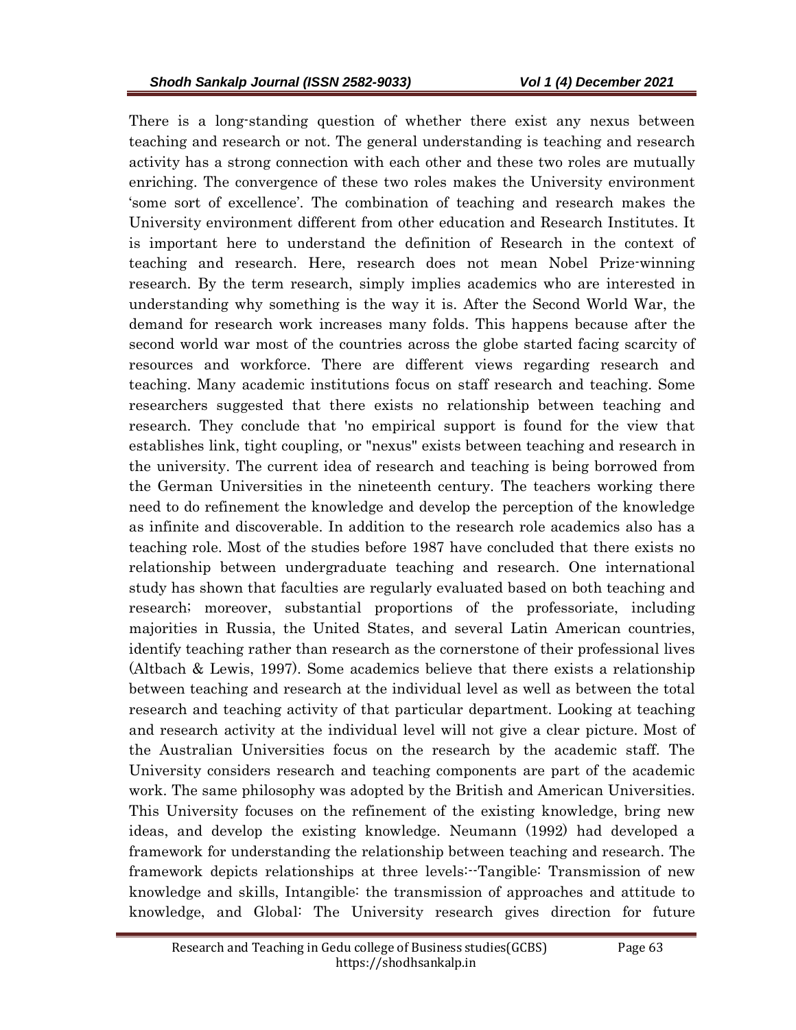There is a long-standing question of whether there exist any nexus between teaching and research or not. The general understanding is teaching and research activity has a strong connection with each other and these two roles are mutually enriching. The convergence of these two roles makes the University environment 'some sort of excellence'. The combination of teaching and research makes the University environment different from other education and Research Institutes. It is important here to understand the definition of Research in the context of teaching and research. Here, research does not mean Nobel Prize-winning research. By the term research, simply implies academics who are interested in understanding why something is the way it is. After the Second World War, the demand for research work increases many folds. This happens because after the second world war most of the countries across the globe started facing scarcity of resources and workforce. There are different views regarding research and teaching. Many academic institutions focus on staff research and teaching. Some researchers suggested that there exists no relationship between teaching and research. They conclude that 'no empirical support is found for the view that establishes link, tight coupling, or "nexus" exists between teaching and research in the university. The current idea of research and teaching is being borrowed from the German Universities in the nineteenth century. The teachers working there need to do refinement the knowledge and develop the perception of the knowledge as infinite and discoverable. In addition to the research role academics also has a teaching role. Most of the studies before 1987 have concluded that there exists no relationship between undergraduate teaching and research. One international study has shown that faculties are regularly evaluated based on both teaching and research; moreover, substantial proportions of the professoriate, including majorities in Russia, the United States, and several Latin American countries, identify teaching rather than research as the cornerstone of their professional lives (Altbach & Lewis, 1997). Some academics believe that there exists a relationship between teaching and research at the individual level as well as between the total research and teaching activity of that particular department. Looking at teaching and research activity at the individual level will not give a clear picture. Most of the Australian Universities focus on the research by the academic staff. The University considers research and teaching components are part of the academic work. The same philosophy was adopted by the British and American Universities. This University focuses on the refinement of the existing knowledge, bring new ideas, and develop the existing knowledge. Neumann (1992) had developed a framework for understanding the relationship between teaching and research. The framework depicts relationships at three levels:--Tangible: Transmission of new knowledge and skills, Intangible: the transmission of approaches and attitude to knowledge, and Global: The University research gives direction for future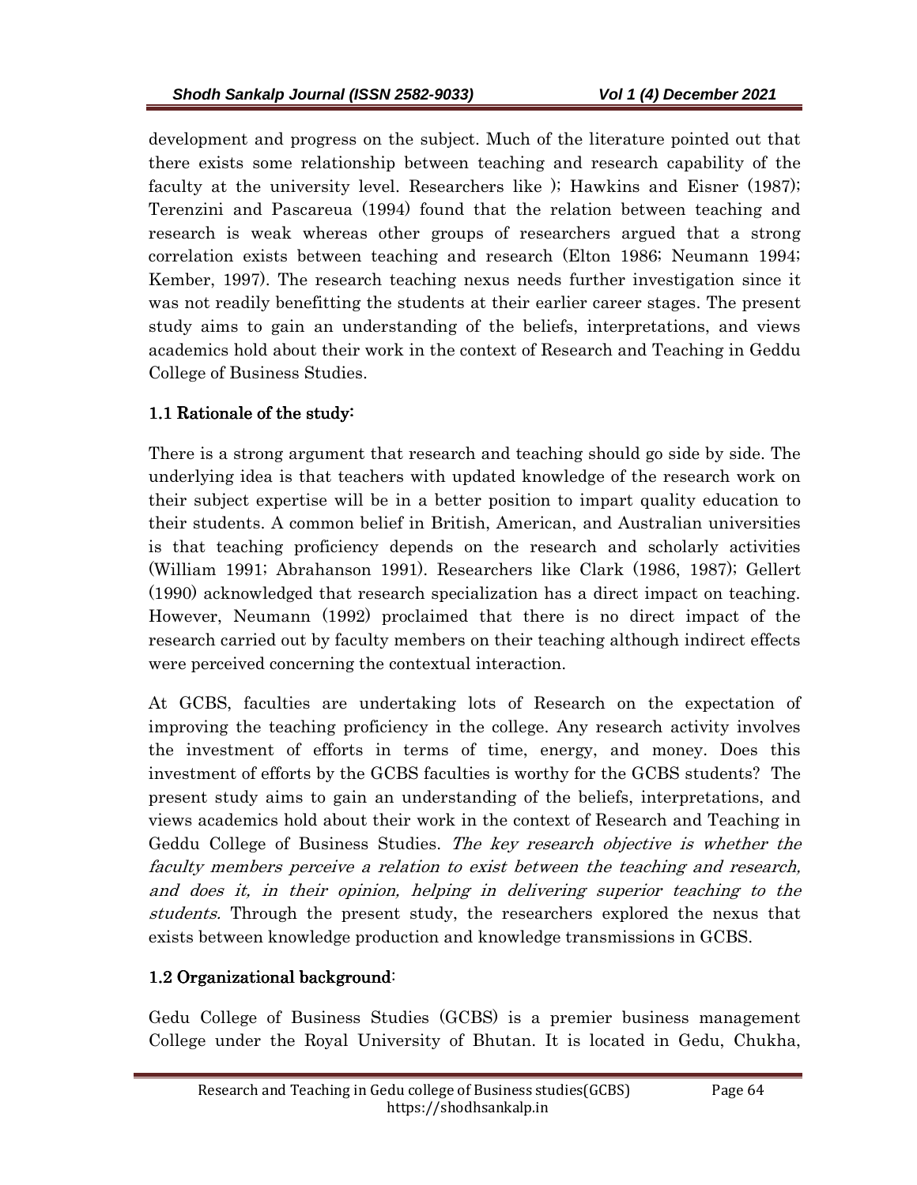development and progress on the subject. Much of the literature pointed out that there exists some relationship between teaching and research capability of the faculty at the university level. Researchers like ); Hawkins and Eisner (1987); Terenzini and Pascareua (1994) found that the relation between teaching and research is weak whereas other groups of researchers argued that a strong correlation exists between teaching and research (Elton 1986; Neumann 1994; Kember, 1997). The research teaching nexus needs further investigation since it was not readily benefitting the students at their earlier career stages. The present study aims to gain an understanding of the beliefs, interpretations, and views academics hold about their work in the context of Research and Teaching in Geddu College of Business Studies.

## 1.1 Rationale of the study:

There is a strong argument that research and teaching should go side by side. The underlying idea is that teachers with updated knowledge of the research work on their subject expertise will be in a better position to impart quality education to their students. A common belief in British, American, and Australian universities is that teaching proficiency depends on the research and scholarly activities (William 1991; Abrahanson 1991). Researchers like Clark (1986, 1987); Gellert (1990) acknowledged that research specialization has a direct impact on teaching. However, Neumann (1992) proclaimed that there is no direct impact of the research carried out by faculty members on their teaching although indirect effects were perceived concerning the contextual interaction.

At GCBS, faculties are undertaking lots of Research on the expectation of improving the teaching proficiency in the college. Any research activity involves the investment of efforts in terms of time, energy, and money. Does this investment of efforts by the GCBS faculties is worthy for the GCBS students? The present study aims to gain an understanding of the beliefs, interpretations, and views academics hold about their work in the context of Research and Teaching in Geddu College of Business Studies. *The key research objective is whether the faculty members perceive a relation to exist between the teaching and research, and does it, in their opinion, helping in delivering superior teaching to the students.* Through the present study, the researchers explored the nexus that exists between knowledge production and knowledge transmissions in GCBS.

## 1.2 Organizational background:

Gedu College of Business Studies (GCBS) is a premier business management College under the Royal University of Bhutan. It is located in Gedu, Chukha,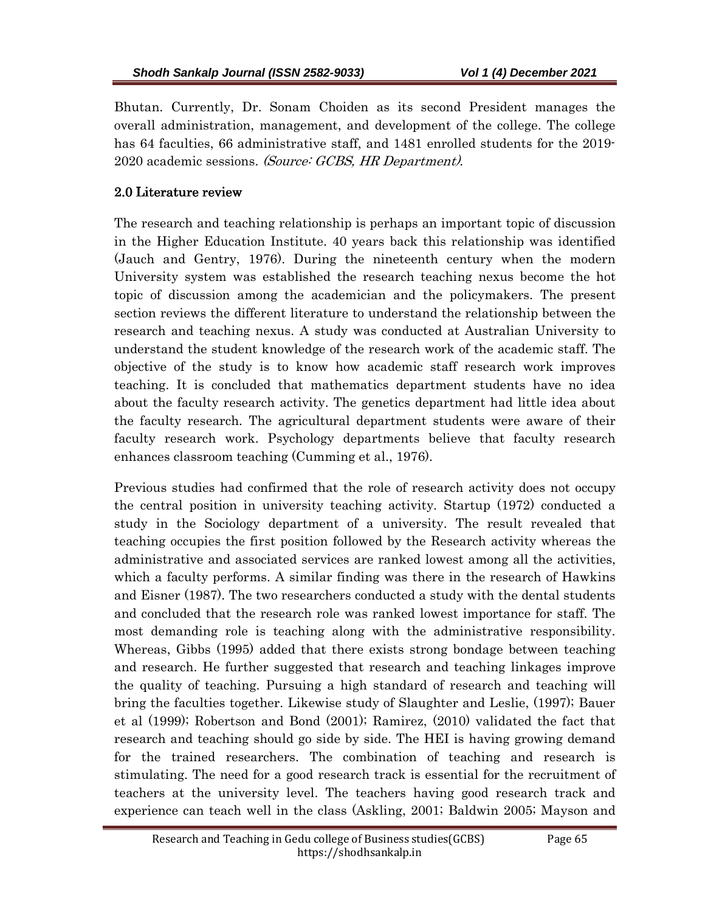Bhutan. Currently, Dr. Sonam Choiden as its second President manages the overall administration, management, and development of the college. The college has 64 faculties, 66 administrative staff, and 1481 enrolled students for the 2019-2020 academic sessions. *(Source: GCBS, HR Department)*.

## 2.0 Literature review

The research and teaching relationship is perhaps an important topic of discussion in the Higher Education Institute. 40 years back this relationship was identified (Jauch and Gentry, 1976). During the nineteenth century when the modern University system was established the research teaching nexus become the hot topic of discussion among the academician and the policymakers. The present section reviews the different literature to understand the relationship between the research and teaching nexus. A study was conducted at Australian University to understand the student knowledge of the research work of the academic staff. The objective of the study is to know how academic staff research work improves teaching. It is concluded that mathematics department students have no idea about the faculty research activity. The genetics department had little idea about the faculty research. The agricultural department students were aware of their faculty research work. Psychology departments believe that faculty research enhances classroom teaching (Cumming et al., 1976).

Previous studies had confirmed that the role of research activity does not occupy the central position in university teaching activity. Startup (1972) conducted a study in the Sociology department of a university. The result revealed that teaching occupies the first position followed by the Research activity whereas the administrative and associated services are ranked lowest among all the activities, which a faculty performs. A similar finding was there in the research of Hawkins and Eisner (1987). The two researchers conducted a study with the dental students and concluded that the research role was ranked lowest importance for staff. The most demanding role is teaching along with the administrative responsibility. Whereas, Gibbs (1995) added that there exists strong bondage between teaching and research. He further suggested that research and teaching linkages improve the quality of teaching. Pursuing a high standard of research and teaching will bring the faculties together. Likewise study of Slaughter and Leslie, (1997); Bauer et al (1999); Robertson and Bond (2001); Ramirez, (2010) validated the fact that research and teaching should go side by side. The HEI is having growing demand for the trained researchers. The combination of teaching and research is stimulating. The need for a good research track is essential for the recruitment of teachers at the university level. The teachers having good research track and experience can teach well in the class (Askling, 2001; Baldwin 2005; Mayson and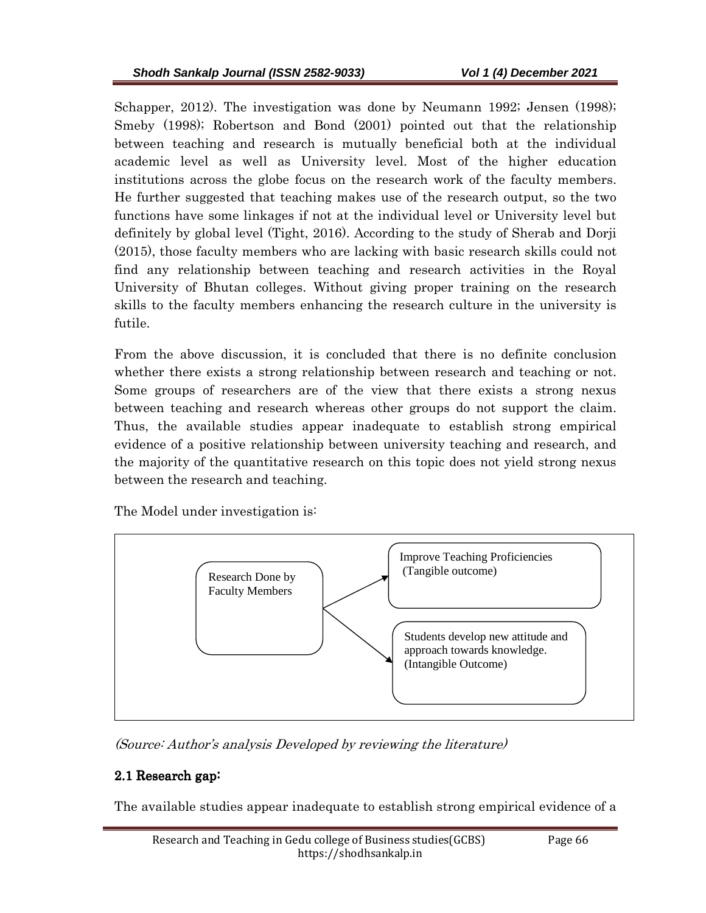Schapper, 2012). The investigation was done by Neumann 1992; Jensen (1998); Smeby (1998); Robertson and Bond (2001) pointed out that the relationship between teaching and research is mutually beneficial both at the individual academic level as well as University level. Most of the higher education institutions across the globe focus on the research work of the faculty members. He further suggested that teaching makes use of the research output, so the two functions have some linkages if not at the individual level or University level but definitely by global level (Tight, 2016). According to the study of Sherab and Dorji (2015), those faculty members who are lacking with basic research skills could not find any relationship between teaching and research activities in the Royal University of Bhutan colleges. Without giving proper training on the research skills to the faculty members enhancing the research culture in the university is futile.

From the above discussion, it is concluded that there is no definite conclusion whether there exists a strong relationship between research and teaching or not. Some groups of researchers are of the view that there exists a strong nexus between teaching and research whereas other groups do not support the claim. Thus, the available studies appear inadequate to establish strong empirical evidence of a positive relationship between university teaching and research, and the majority of the quantitative research on this topic does not yield strong nexus between the research and teaching.

The Model under investigation is:

Research Done by Faculty Members → Improve Teaching Proficiencies (Tangible outcome)

Research Done by Faculty Members → Students develop new attitude and approach towards knowledge. (Intangible Outcome)

*(Source: Author's analysis Developed by reviewing the literature)*

## 2.1 Research gap:

The available studies appear inadequate to establish strong empirical evidence of a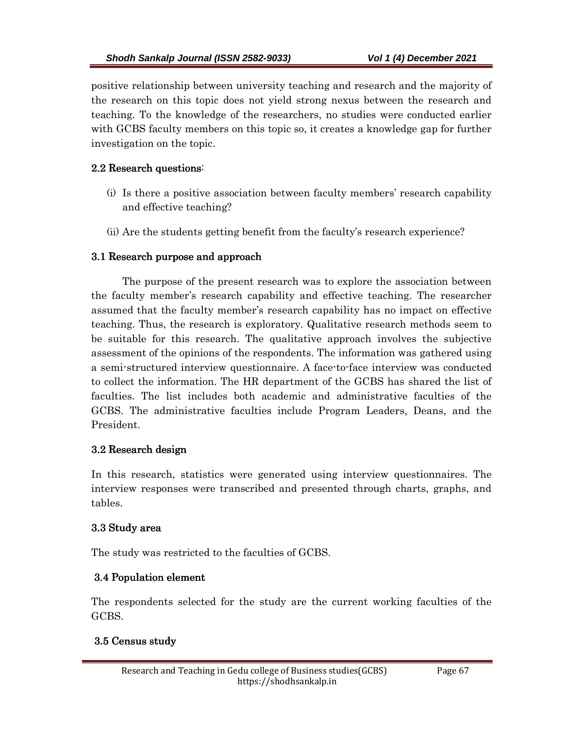positive relationship between university teaching and research and the majority of the research on this topic does not yield strong nexus between the research and teaching. To the knowledge of the researchers, no studies were conducted earlier with GCBS faculty members on this topic so, it creates a knowledge gap for further investigation on the topic.

### 2.2 Research questions:

(i) Is there a positive association between faculty members' research capability and effective teaching?

(ii) Are the students getting benefit from the faculty's research experience?

### 3.1 Research purpose and approach

The purpose of the present research was to explore the association between the faculty member's research capability and effective teaching. The researcher assumed that the faculty member's research capability has no impact on effective teaching. Thus, the research is exploratory. Qualitative research methods seem to be suitable for this research. The qualitative approach involves the subjective assessment of the opinions of the respondents. The information was gathered using a semi-structured interview questionnaire. A face-to-face interview was conducted to collect the information. The HR department of the GCBS has shared the list of faculties. The list includes both academic and administrative faculties of the GCBS. The administrative faculties include Program Leaders, Deans, and the President.

### 3.2 Research design

In this research, statistics were generated using interview questionnaires. The interview responses were transcribed and presented through charts, graphs, and tables.

### 3.3 Study area

The study was restricted to the faculties of GCBS.

### 3.4 Population element

The respondents selected for the study are the current working faculties of the GCBS.

### 3.5 Census study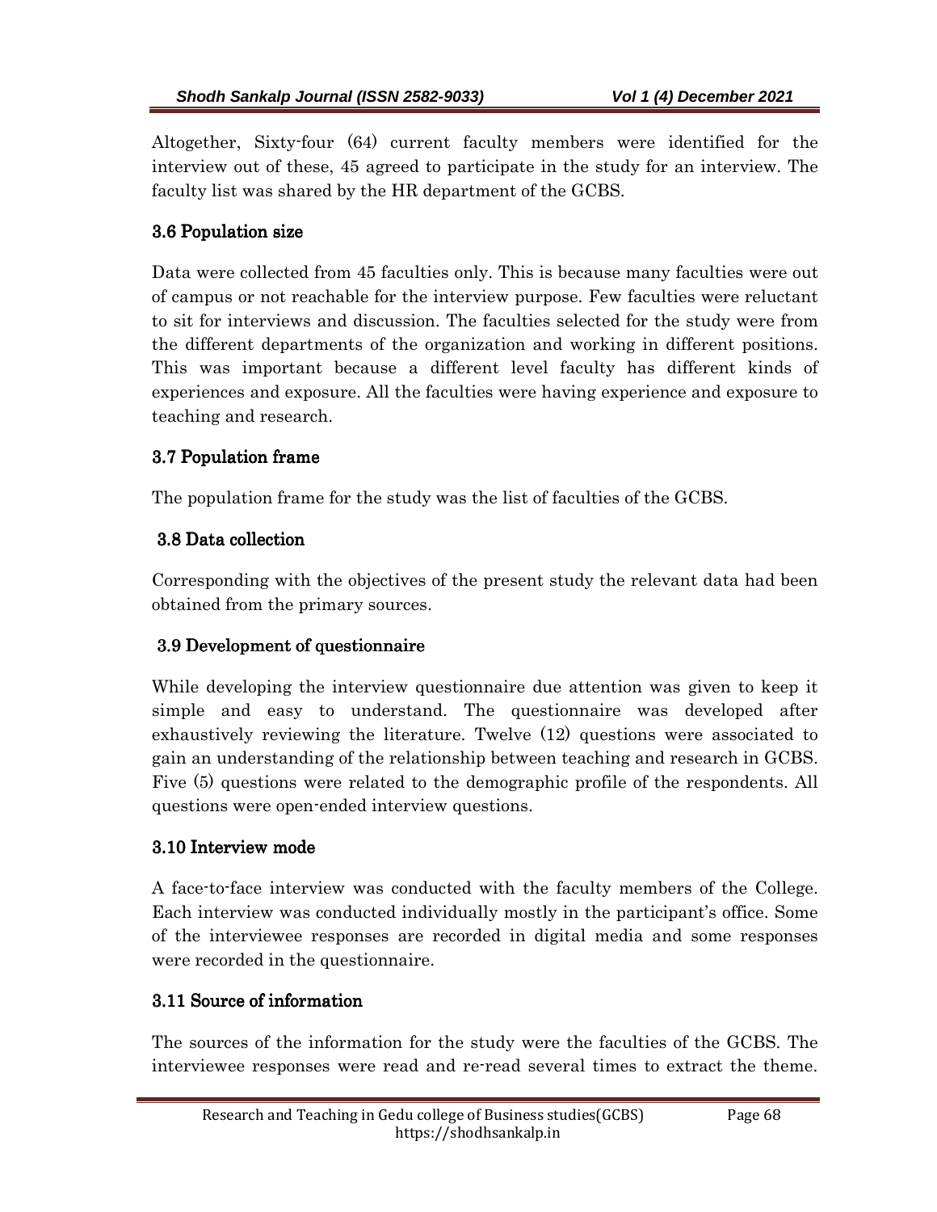Altogether, Sixty-four (64) current faculty members were identified for the interview out of these, 45 agreed to participate in the study for an interview. The faculty list was shared by the HR department of the GCBS.

### 3.6 Population size

Data were collected from 45 faculties only. This is because many faculties were out of campus or not reachable for the interview purpose. Few faculties were reluctant to sit for interviews and discussion. The faculties selected for the study were from the different departments of the organization and working in different positions. This was important because a different level faculty has different kinds of experiences and exposure. All the faculties were having experience and exposure to teaching and research.

### 3.7 Population frame

The population frame for the study was the list of faculties of the GCBS.

### 3.8 Data collection

Corresponding with the objectives of the present study the relevant data had been obtained from the primary sources.

### 3.9 Development of questionnaire

While developing the interview questionnaire due attention was given to keep it simple and easy to understand. The questionnaire was developed after exhaustively reviewing the literature. Twelve (12) questions were associated to gain an understanding of the relationship between teaching and research in GCBS. Five (5) questions were related to the demographic profile of the respondents. All questions were open-ended interview questions.

### 3.10 Interview mode

A face-to-face interview was conducted with the faculty members of the College. Each interview was conducted individually mostly in the participant's office. Some of the interviewee responses are recorded in digital media and some responses were recorded in the questionnaire.

### 3.11 Source of information

The sources of the information for the study were the faculties of the GCBS. The interviewee responses were read and re-read several times to extract the theme.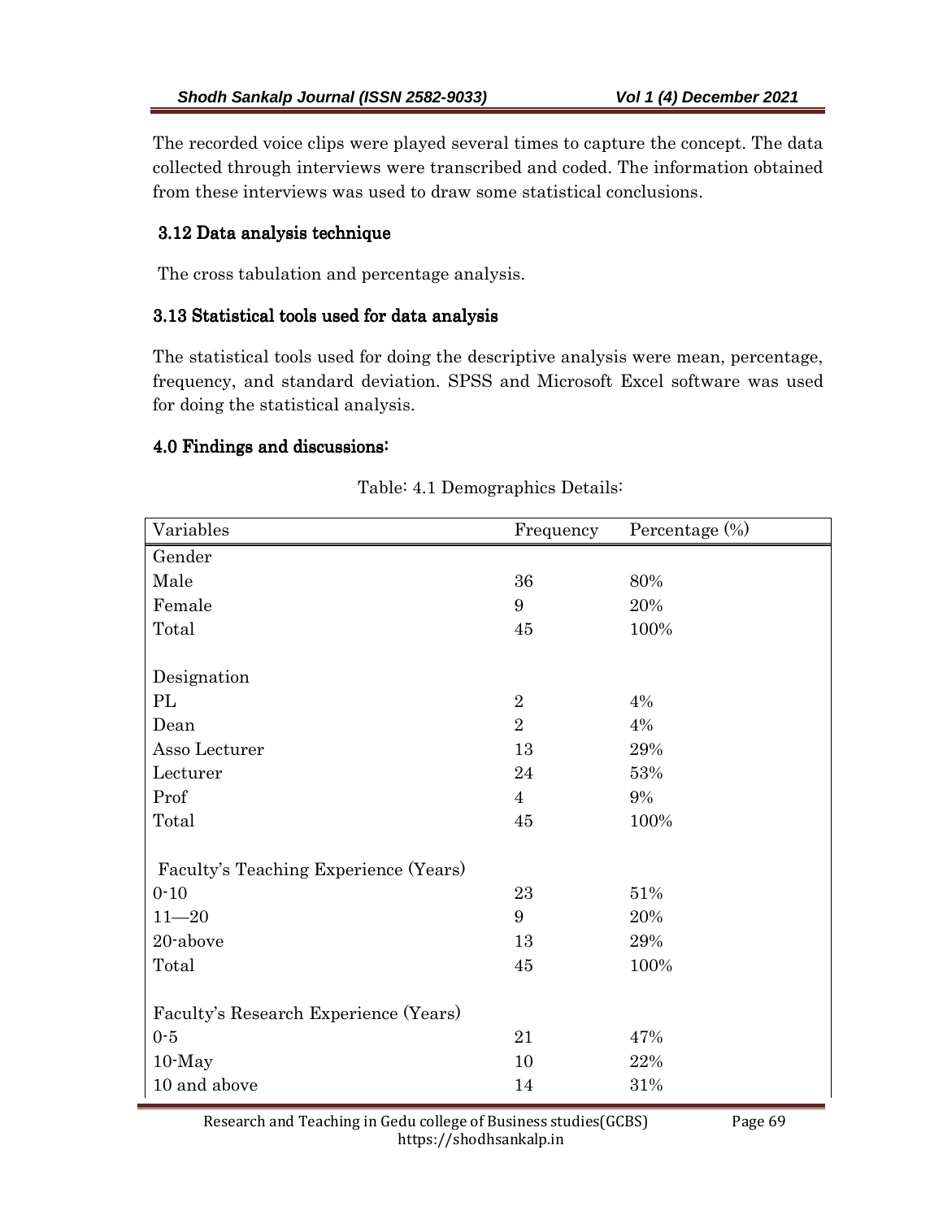The recorded voice clips were played several times to capture the concept. The data collected through interviews were transcribed and coded. The information obtained from these interviews was used to draw some statistical conclusions.

### 3.12 Data analysis technique

The cross tabulation and percentage analysis.

### 3.13 Statistical tools used for data analysis

The statistical tools used for doing the descriptive analysis were mean, percentage, frequency, and standard deviation. SPSS and Microsoft Excel software was used for doing the statistical analysis.

## 4.0 Findings and discussions:

Table: 4.1 Demographics Details:

| Variables | Frequency | Percentage (%) |
|---|---|---|
| Gender | | |
| Male | 36 | 80% |
| Female | 9 | 20% |
| Total | 45 | 100% |
| | | |
| Designation | | |
| PL | 2 | 4% |
| Dean | 2 | 4% |
| Asso Lecturer | 13 | 29% |
| Lecturer | 24 | 53% |
| Prof | 4 | 9% |
| Total | 45 | 100% |
| | | |
| Faculty's Teaching Experience (Years) | | |
| 0-10 | 23 | 51% |
| 11—20 | 9 | 20% |
| 20-above | 13 | 29% |
| Total | 45 | 100% |
| | | |
| Faculty's Research Experience (Years) | | |
| 0-5 | 21 | 47% |
| 10-May | 10 | 22% |
| 10 and above | 14 | 31% |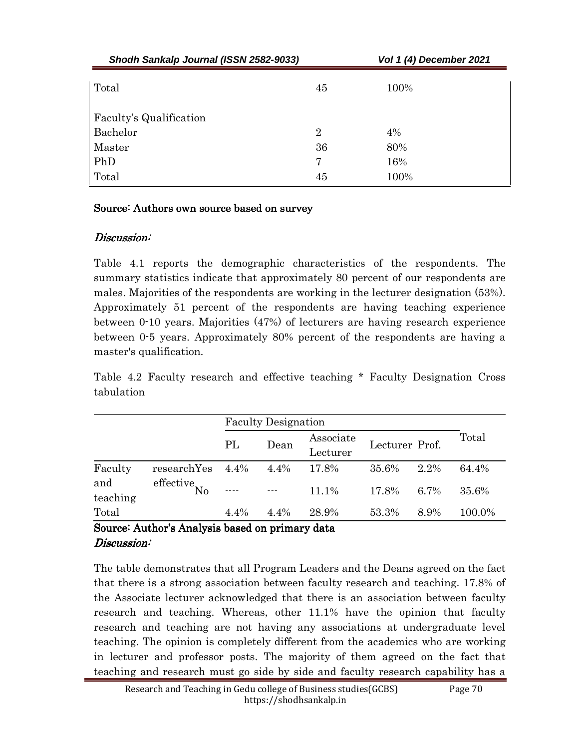| | | |
|---|---|---|
| Total | 45 | 100% |
| | | |
| Faculty's Qualification | | |
| Bachelor | 2 | 4% |
| Master | 36 | 80% |
| PhD | 7 | 16% |
| Total | 45 | 100% |

**Source: Authors own source based on survey**

*Discussion:*

Table 4.1 reports the demographic characteristics of the respondents. The summary statistics indicate that approximately 80 percent of our respondents are males. Majorities of the respondents are working in the lecturer designation (53%). Approximately 51 percent of the respondents are having teaching experience between 0-10 years. Majorities (47%) of lecturers are having research experience between 0-5 years. Approximately 80% percent of the respondents are having a master's qualification.

Table 4.2 Faculty research and effective teaching * Faculty Designation Cross tabulation

| | | Faculty Designation | | | | | Total |
|---|---|---|---|---|---|---|---|
| | | PL | Dean | Associate Lecturer | Lecturer | Prof. | |
| Faculty research and effective teaching | Yes | 4.4% | 4.4% | 17.8% | 35.6% | 2.2% | 64.4% |
| | No | ---- | --- | 11.1% | 17.8% | 6.7% | 35.6% |
| Total | | 4.4% | 4.4% | 28.9% | 53.3% | 8.9% | 100.0% |

**Source: Author's Analysis based on primary data**

*Discussion:*

The table demonstrates that all Program Leaders and the Deans agreed on the fact that there is a strong association between faculty research and teaching. 17.8% of the Associate lecturer acknowledged that there is an association between faculty research and teaching. Whereas, other 11.1% have the opinion that faculty research and teaching are not having any associations at undergraduate level teaching. The opinion is completely different from the academics who are working in lecturer and professor posts. The majority of them agreed on the fact that teaching and research must go side by side and faculty research capability has a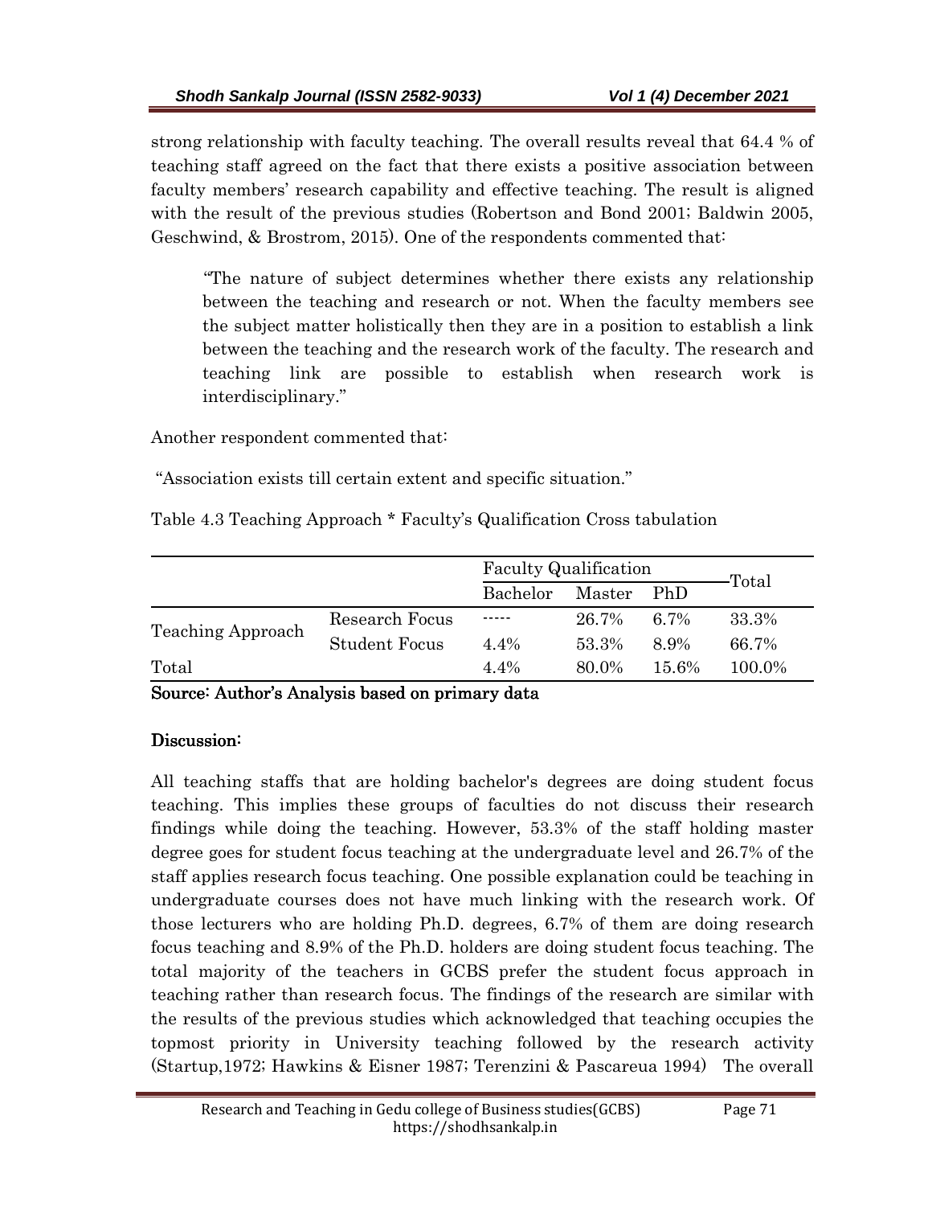strong relationship with faculty teaching. The overall results reveal that 64.4 % of teaching staff agreed on the fact that there exists a positive association between faculty members' research capability and effective teaching. The result is aligned with the result of the previous studies (Robertson and Bond 2001; Baldwin 2005, Geschwind, & Brostrom, 2015). One of the respondents commented that:

> "The nature of subject determines whether there exists any relationship between the teaching and research or not. When the faculty members see the subject matter holistically then they are in a position to establish a link between the teaching and the research work of the faculty. The research and teaching link are possible to establish when research work is interdisciplinary."

Another respondent commented that:

"Association exists till certain extent and specific situation."

Table 4.3 Teaching Approach * Faculty's Qualification Cross tabulation

| | | Faculty Qualification | | | Total |
|---|---|---|---|---|---|
| | | Bachelor | Master | PhD | |
| Teaching Approach | Research Focus | ----- | 26.7% | 6.7% | 33.3% |
| | Student Focus | 4.4% | 53.3% | 8.9% | 66.7% |
| Total | | 4.4% | 80.0% | 15.6% | 100.0% |

**Source: Author's Analysis based on primary data**

**Discussion:**

All teaching staffs that are holding bachelor's degrees are doing student focus teaching. This implies these groups of faculties do not discuss their research findings while doing the teaching. However, 53.3% of the staff holding master degree goes for student focus teaching at the undergraduate level and 26.7% of the staff applies research focus teaching. One possible explanation could be teaching in undergraduate courses does not have much linking with the research work. Of those lecturers who are holding Ph.D. degrees, 6.7% of them are doing research focus teaching and 8.9% of the Ph.D. holders are doing student focus teaching. The total majority of the teachers in GCBS prefer the student focus approach in teaching rather than research focus. The findings of the research are similar with the results of the previous studies which acknowledged that teaching occupies the topmost priority in University teaching followed by the research activity (Startup,1972; Hawkins & Eisner 1987; Terenzini & Pascareua 1994) The overall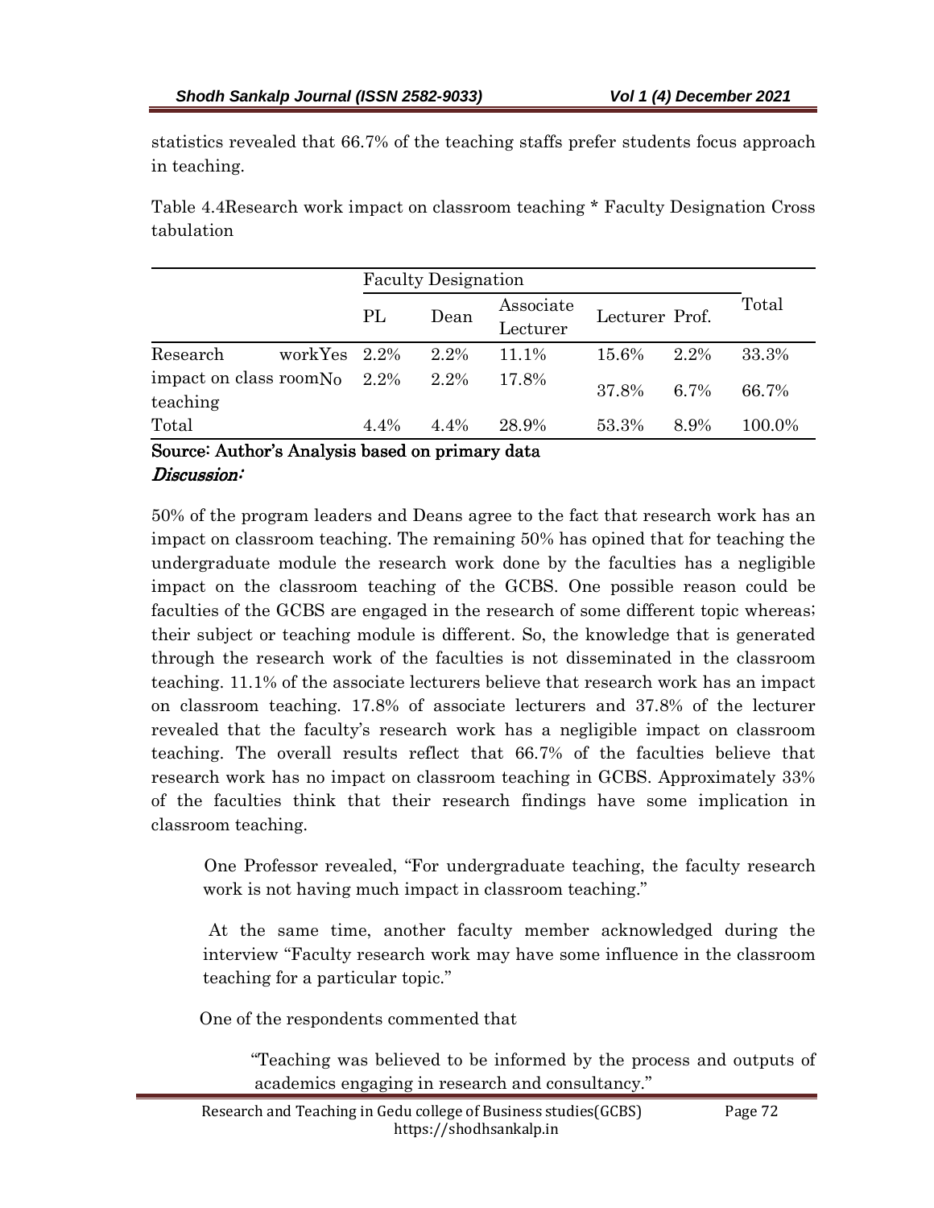statistics revealed that 66.7% of the teaching staffs prefer students focus approach in teaching.

Table 4.4Research work impact on classroom teaching * Faculty Designation Cross tabulation

| | | Faculty Designation | | | | | Total |
|---|---|---|---|---|---|---|---|
| | | PL | Dean | Associate Lecturer | Lecturer | Prof. | |
| Research work impact on class room teaching | Yes | 2.2% | 2.2% | 11.1% | 15.6% | 2.2% | 33.3% |
| | No | 2.2% | 2.2% | 17.8% | 37.8% | 6.7% | 66.7% |
| Total | | 4.4% | 4.4% | 28.9% | 53.3% | 8.9% | 100.0% |

**Source: Author's Analysis based on primary data**

***Discussion:***

50% of the program leaders and Deans agree to the fact that research work has an impact on classroom teaching. The remaining 50% has opined that for teaching the undergraduate module the research work done by the faculties has a negligible impact on the classroom teaching of the GCBS. One possible reason could be faculties of the GCBS are engaged in the research of some different topic whereas; their subject or teaching module is different. So, the knowledge that is generated through the research work of the faculties is not disseminated in the classroom teaching. 11.1% of the associate lecturers believe that research work has an impact on classroom teaching. 17.8% of associate lecturers and 37.8% of the lecturer revealed that the faculty's research work has a negligible impact on classroom teaching. The overall results reflect that 66.7% of the faculties believe that research work has no impact on classroom teaching in GCBS. Approximately 33% of the faculties think that their research findings have some implication in classroom teaching.

> One Professor revealed, "For undergraduate teaching, the faculty research work is not having much impact in classroom teaching."
>
> At the same time, another faculty member acknowledged during the interview "Faculty research work may have some influence in the classroom teaching for a particular topic."
>
> One of the respondents commented that
>
> > "Teaching was believed to be informed by the process and outputs of academics engaging in research and consultancy."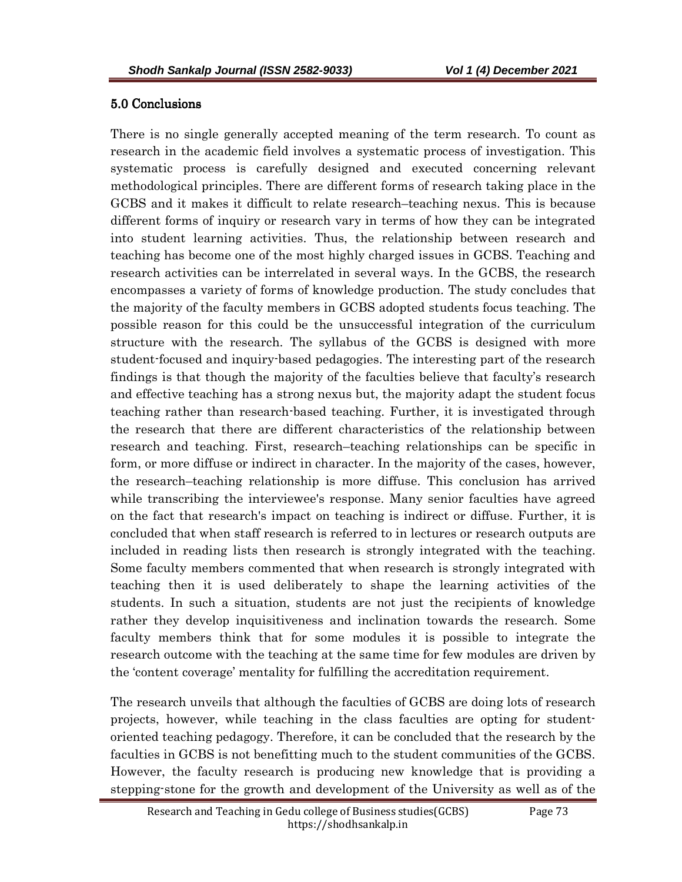## 5.0 Conclusions

There is no single generally accepted meaning of the term research. To count as research in the academic field involves a systematic process of investigation. This systematic process is carefully designed and executed concerning relevant methodological principles. There are different forms of research taking place in the GCBS and it makes it difficult to relate research–teaching nexus. This is because different forms of inquiry or research vary in terms of how they can be integrated into student learning activities. Thus, the relationship between research and teaching has become one of the most highly charged issues in GCBS. Teaching and research activities can be interrelated in several ways. In the GCBS, the research encompasses a variety of forms of knowledge production. The study concludes that the majority of the faculty members in GCBS adopted students focus teaching. The possible reason for this could be the unsuccessful integration of the curriculum structure with the research. The syllabus of the GCBS is designed with more student-focused and inquiry-based pedagogies. The interesting part of the research findings is that though the majority of the faculties believe that faculty's research and effective teaching has a strong nexus but, the majority adapt the student focus teaching rather than research-based teaching. Further, it is investigated through the research that there are different characteristics of the relationship between research and teaching. First, research–teaching relationships can be specific in form, or more diffuse or indirect in character. In the majority of the cases, however, the research–teaching relationship is more diffuse. This conclusion has arrived while transcribing the interviewee's response. Many senior faculties have agreed on the fact that research's impact on teaching is indirect or diffuse. Further, it is concluded that when staff research is referred to in lectures or research outputs are included in reading lists then research is strongly integrated with the teaching. Some faculty members commented that when research is strongly integrated with teaching then it is used deliberately to shape the learning activities of the students. In such a situation, students are not just the recipients of knowledge rather they develop inquisitiveness and inclination towards the research. Some faculty members think that for some modules it is possible to integrate the research outcome with the teaching at the same time for few modules are driven by the 'content coverage' mentality for fulfilling the accreditation requirement.

The research unveils that although the faculties of GCBS are doing lots of research projects, however, while teaching in the class faculties are opting for student-oriented teaching pedagogy. Therefore, it can be concluded that the research by the faculties in GCBS is not benefitting much to the student communities of the GCBS. However, the faculty research is producing new knowledge that is providing a stepping-stone for the growth and development of the University as well as of the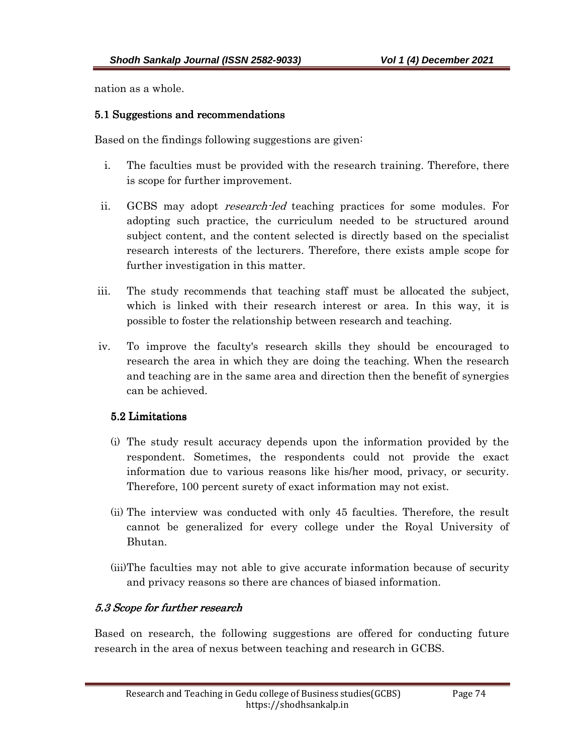nation as a whole.

### 5.1 Suggestions and recommendations

Based on the findings following suggestions are given:

i. The faculties must be provided with the research training. Therefore, there is scope for further improvement.

ii. GCBS may adopt *research-led* teaching practices for some modules. For adopting such practice, the curriculum needed to be structured around subject content, and the content selected is directly based on the specialist research interests of the lecturers. Therefore, there exists ample scope for further investigation in this matter.

iii. The study recommends that teaching staff must be allocated the subject, which is linked with their research interest or area. In this way, it is possible to foster the relationship between research and teaching.

iv. To improve the faculty's research skills they should be encouraged to research the area in which they are doing the teaching. When the research and teaching are in the same area and direction then the benefit of synergies can be achieved.

### 5.2 Limitations

(i) The study result accuracy depends upon the information provided by the respondent. Sometimes, the respondents could not provide the exact information due to various reasons like his/her mood, privacy, or security. Therefore, 100 percent surety of exact information may not exist.

(ii) The interview was conducted with only 45 faculties. Therefore, the result cannot be generalized for every college under the Royal University of Bhutan.

(iii) The faculties may not able to give accurate information because of security and privacy reasons so there are chances of biased information.

### *5.3 Scope for further research*

Based on research, the following suggestions are offered for conducting future research in the area of nexus between teaching and research in GCBS.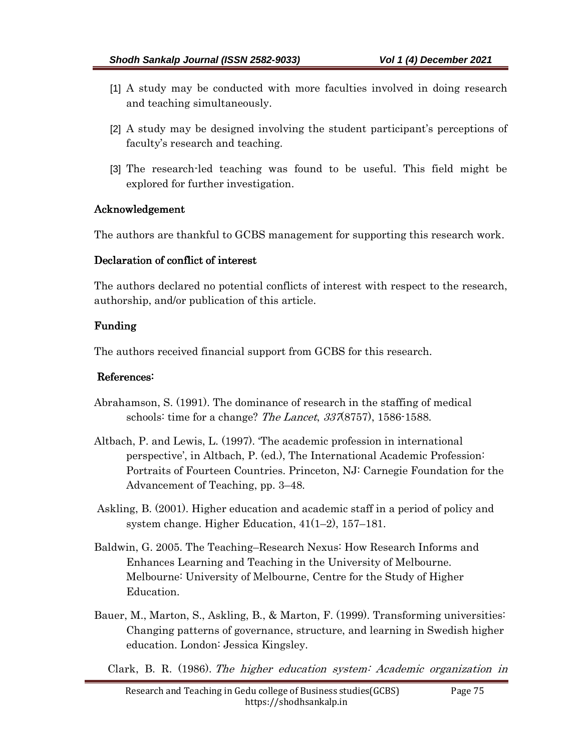[1] A study may be conducted with more faculties involved in doing research and teaching simultaneously.

[2] A study may be designed involving the student participant's perceptions of faculty's research and teaching.

[3] The research-led teaching was found to be useful. This field might be explored for further investigation.

## Acknowledgement

The authors are thankful to GCBS management for supporting this research work.

## Declaration of conflict of interest

The authors declared no potential conflicts of interest with respect to the research, authorship, and/or publication of this article.

## Funding

The authors received financial support from GCBS for this research.

## References:

Abrahamson, S. (1991). The dominance of research in the staffing of medical schools: time for a change? *The Lancet*, *337*(8757), 1586-1588.

Altbach, P. and Lewis, L. (1997). 'The academic profession in international perspective', in Altbach, P. (ed.), The International Academic Profession: Portraits of Fourteen Countries. Princeton, NJ: Carnegie Foundation for the Advancement of Teaching, pp. 3–48.

Askling, B. (2001). Higher education and academic staff in a period of policy and system change. Higher Education, 41(1–2), 157–181.

Baldwin, G. 2005. The Teaching–Research Nexus: How Research Informs and Enhances Learning and Teaching in the University of Melbourne. Melbourne: University of Melbourne, Centre for the Study of Higher Education.

Bauer, M., Marton, S., Askling, B., & Marton, F. (1999). Transforming universities: Changing patterns of governance, structure, and learning in Swedish higher education. London: Jessica Kingsley.

Clark, B. R. (1986). *The higher education system: Academic organization in*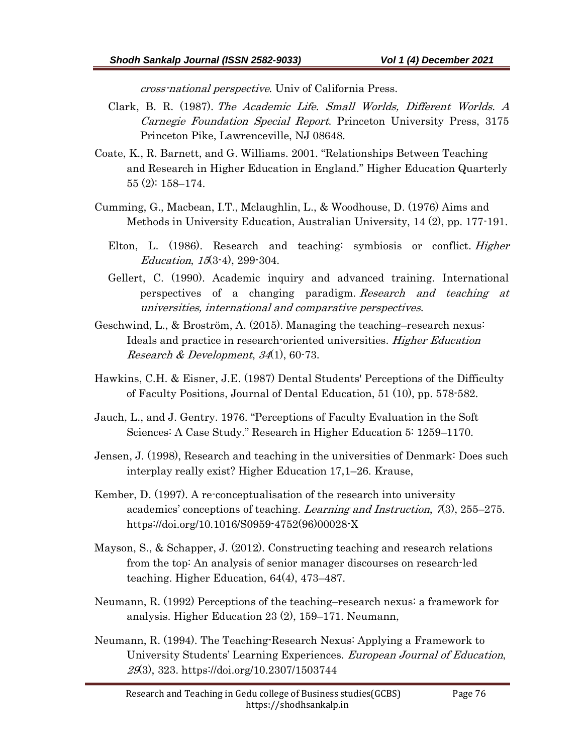*cross-national perspective*. Univ of California Press.

Clark, B. R. (1987). *The Academic Life. Small Worlds, Different Worlds. A Carnegie Foundation Special Report*. Princeton University Press, 3175 Princeton Pike, Lawrenceville, NJ 08648.

Coate, K., R. Barnett, and G. Williams. 2001. "Relationships Between Teaching and Research in Higher Education in England." Higher Education Quarterly 55 (2): 158–174.

Cumming, G., Macbean, I.T., Mclaughlin, L., & Woodhouse, D. (1976) Aims and Methods in University Education, Australian University, 14 (2), pp. 177-191.

Elton, L. (1986). Research and teaching: symbiosis or conflict. *Higher Education*, *15*(3-4), 299-304.

Gellert, C. (1990). Academic inquiry and advanced training. International perspectives of a changing paradigm. *Research and teaching at universities, international and comparative perspectives*.

Geschwind, L., & Broström, A. (2015). Managing the teaching–research nexus: Ideals and practice in research-oriented universities. *Higher Education Research & Development*, *34*(1), 60-73.

Hawkins, C.H. & Eisner, J.E. (1987) Dental Students' Perceptions of the Difficulty of Faculty Positions, Journal of Dental Education, 51 (10), pp. 578-582.

Jauch, L., and J. Gentry. 1976. "Perceptions of Faculty Evaluation in the Soft Sciences: A Case Study." Research in Higher Education 5: 1259–1170.

Jensen, J. (1998), Research and teaching in the universities of Denmark: Does such interplay really exist? Higher Education 17,1–26. Krause,

Kember, D. (1997). A re-conceptualisation of the research into university academics' conceptions of teaching. *Learning and Instruction*, *7*(3), 255–275. https://doi.org/10.1016/S0959-4752(96)00028-X

Mayson, S., & Schapper, J. (2012). Constructing teaching and research relations from the top: An analysis of senior manager discourses on research-led teaching. Higher Education, 64(4), 473–487.

Neumann, R. (1992) Perceptions of the teaching–research nexus: a framework for analysis. Higher Education 23 (2), 159–171. Neumann,

Neumann, R. (1994). The Teaching-Research Nexus: Applying a Framework to University Students' Learning Experiences. *European Journal of Education*, *29*(3), 323. https://doi.org/10.2307/1503744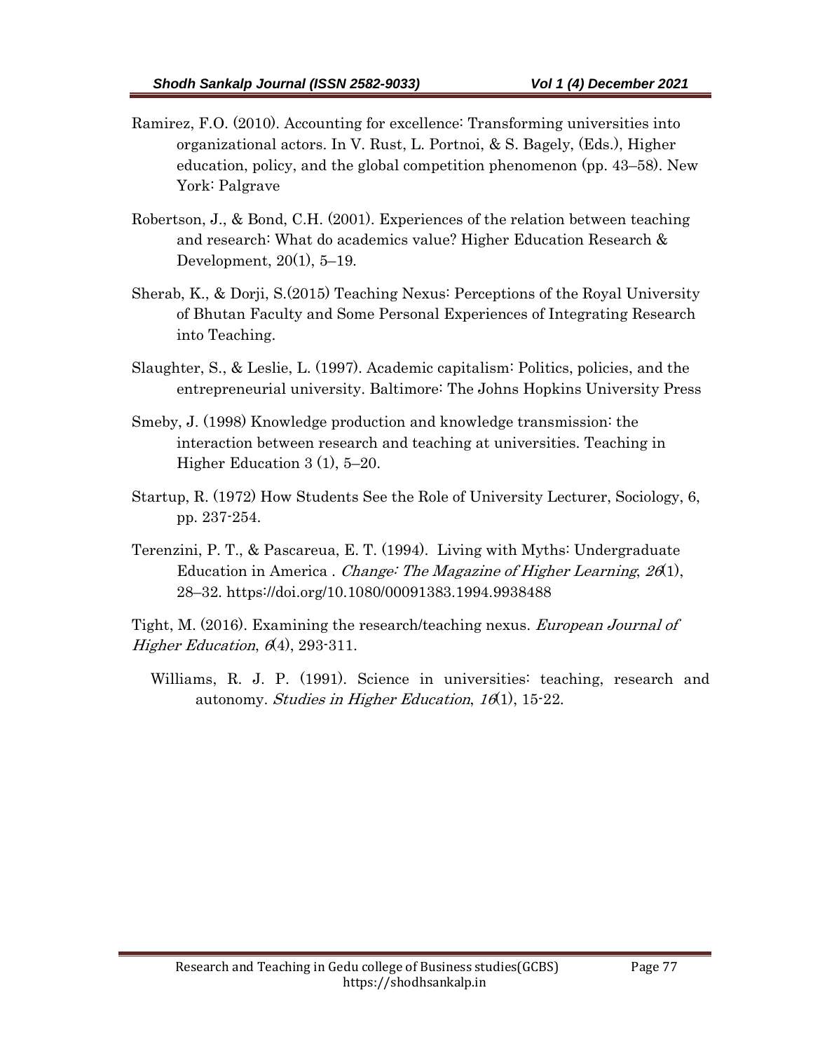Ramirez, F.O. (2010). Accounting for excellence: Transforming universities into organizational actors. In V. Rust, L. Portnoi, & S. Bagely, (Eds.), Higher education, policy, and the global competition phenomenon (pp. 43–58). New York: Palgrave

Robertson, J., & Bond, C.H. (2001). Experiences of the relation between teaching and research: What do academics value? Higher Education Research & Development, 20(1), 5–19.

Sherab, K., & Dorji, S.(2015) Teaching Nexus: Perceptions of the Royal University of Bhutan Faculty and Some Personal Experiences of Integrating Research into Teaching.

Slaughter, S., & Leslie, L. (1997). Academic capitalism: Politics, policies, and the entrepreneurial university. Baltimore: The Johns Hopkins University Press

Smeby, J. (1998) Knowledge production and knowledge transmission: the interaction between research and teaching at universities. Teaching in Higher Education 3 (1), 5–20.

Startup, R. (1972) How Students See the Role of University Lecturer, Sociology, 6, pp. 237-254.

Terenzini, P. T., & Pascareua, E. T. (1994). Living with Myths: Undergraduate Education in America . *Change: The Magazine of Higher Learning*, *26*(1), 28–32. https://doi.org/10.1080/00091383.1994.9938488

Tight, M. (2016). Examining the research/teaching nexus. *European Journal of Higher Education*, *6*(4), 293-311.

Williams, R. J. P. (1991). Science in universities: teaching, research and autonomy. *Studies in Higher Education*, *16*(1), 15-22.